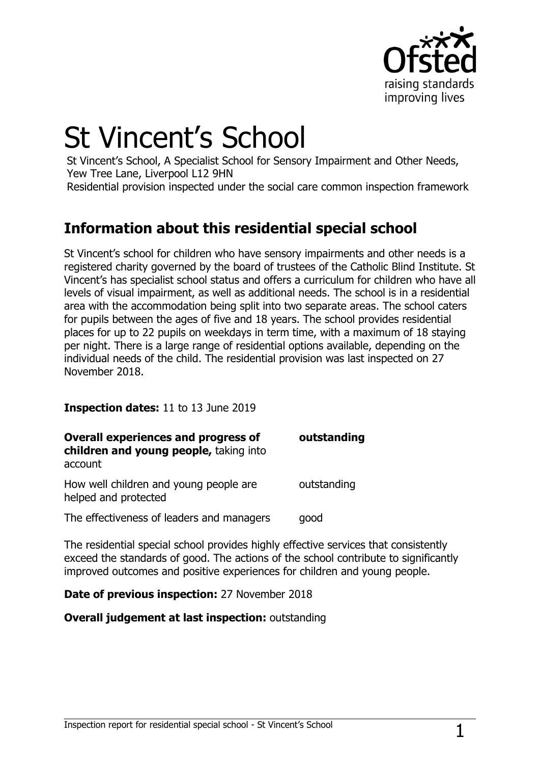# St Vincent's School

St Vincent's School, A Specialist School for Sensory Impairment and Other Needs, Yew Tree Lane, Liverpool L12 9HN

Residential provision inspected under the social care common inspection framework

## Information about this residential special school

St Vincent's school for children who have sensory impairments and other needs is a registered charity governed by the board of trustees of the Catholic Blind Institute. St Vincent's has specialist school status and offers a curriculum for children who have all levels of visual impairment, as well as additional needs. The school is in a residential area with the accommodation being split into two separate areas. The school caters for pupils between the ages of five and 18 years. The school provides residential places for up to 22 pupils on weekdays in term time, with a maximum of 18 staying per night. There is a large range of residential options available, depending on the individual needs of the child. The residential provision was last inspected on 27 November 2018.

**Inspection dates:** 11 to 13 June 2019

| | |
|---|---|
| **Overall experiences and progress of children and young people,** taking into account | **outstanding** |
| How well children and young people are helped and protected | outstanding |
| The effectiveness of leaders and managers | good |

The residential special school provides highly effective services that consistently exceed the standards of good. The actions of the school contribute to significantly improved outcomes and positive experiences for children and young people.

**Date of previous inspection:** 27 November 2018

**Overall judgement at last inspection:** outstanding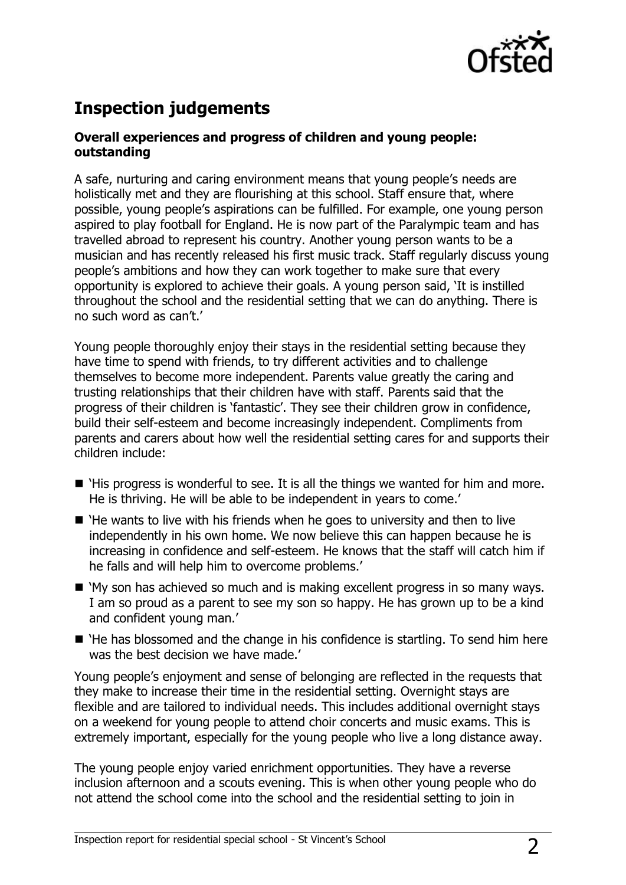## Inspection judgements

### Overall experiences and progress of children and young people: outstanding

A safe, nurturing and caring environment means that young people's needs are holistically met and they are flourishing at this school. Staff ensure that, where possible, young people's aspirations can be fulfilled. For example, one young person aspired to play football for England. He is now part of the Paralympic team and has travelled abroad to represent his country. Another young person wants to be a musician and has recently released his first music track. Staff regularly discuss young people's ambitions and how they can work together to make sure that every opportunity is explored to achieve their goals. A young person said, 'It is instilled throughout the school and the residential setting that we can do anything. There is no such word as can't.'

Young people thoroughly enjoy their stays in the residential setting because they have time to spend with friends, to try different activities and to challenge themselves to become more independent. Parents value greatly the caring and trusting relationships that their children have with staff. Parents said that the progress of their children is 'fantastic'. They see their children grow in confidence, build their self-esteem and become increasingly independent. Compliments from parents and carers about how well the residential setting cares for and supports their children include:

- 'His progress is wonderful to see. It is all the things we wanted for him and more. He is thriving. He will be able to be independent in years to come.'
- 'He wants to live with his friends when he goes to university and then to live independently in his own home. We now believe this can happen because he is increasing in confidence and self-esteem. He knows that the staff will catch him if he falls and will help him to overcome problems.'
- 'My son has achieved so much and is making excellent progress in so many ways. I am so proud as a parent to see my son so happy. He has grown up to be a kind and confident young man.'
- 'He has blossomed and the change in his confidence is startling. To send him here was the best decision we have made.'

Young people's enjoyment and sense of belonging are reflected in the requests that they make to increase their time in the residential setting. Overnight stays are flexible and are tailored to individual needs. This includes additional overnight stays on a weekend for young people to attend choir concerts and music exams. This is extremely important, especially for the young people who live a long distance away.

The young people enjoy varied enrichment opportunities. They have a reverse inclusion afternoon and a scouts evening. This is when other young people who do not attend the school come into the school and the residential setting to join in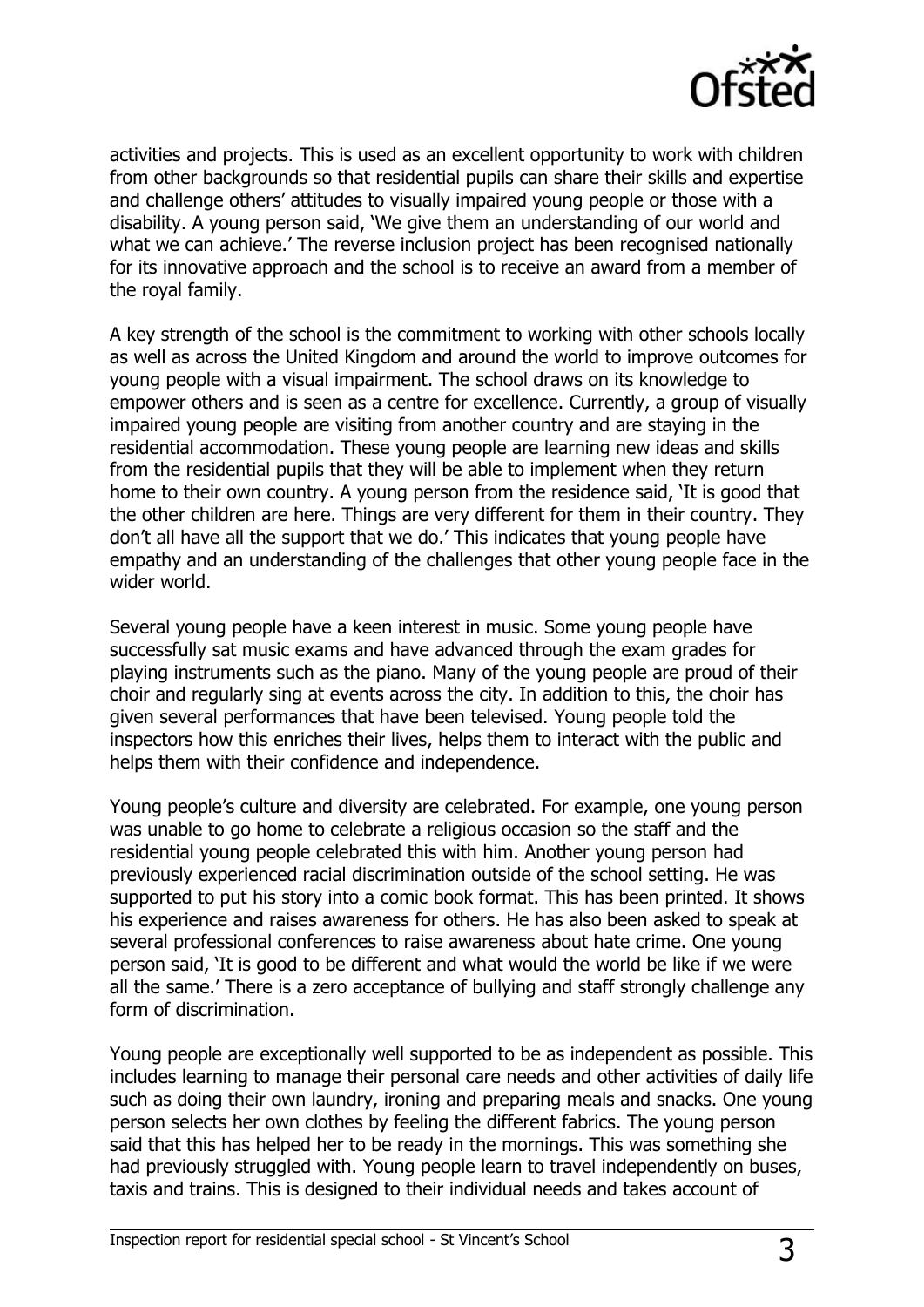activities and projects. This is used as an excellent opportunity to work with children from other backgrounds so that residential pupils can share their skills and expertise and challenge others' attitudes to visually impaired young people or those with a disability. A young person said, 'We give them an understanding of our world and what we can achieve.' The reverse inclusion project has been recognised nationally for its innovative approach and the school is to receive an award from a member of the royal family.

A key strength of the school is the commitment to working with other schools locally as well as across the United Kingdom and around the world to improve outcomes for young people with a visual impairment. The school draws on its knowledge to empower others and is seen as a centre for excellence. Currently, a group of visually impaired young people are visiting from another country and are staying in the residential accommodation. These young people are learning new ideas and skills from the residential pupils that they will be able to implement when they return home to their own country. A young person from the residence said, 'It is good that the other children are here. Things are very different for them in their country. They don't all have all the support that we do.' This indicates that young people have empathy and an understanding of the challenges that other young people face in the wider world.

Several young people have a keen interest in music. Some young people have successfully sat music exams and have advanced through the exam grades for playing instruments such as the piano. Many of the young people are proud of their choir and regularly sing at events across the city. In addition to this, the choir has given several performances that have been televised. Young people told the inspectors how this enriches their lives, helps them to interact with the public and helps them with their confidence and independence.

Young people's culture and diversity are celebrated. For example, one young person was unable to go home to celebrate a religious occasion so the staff and the residential young people celebrated this with him. Another young person had previously experienced racial discrimination outside of the school setting. He was supported to put his story into a comic book format. This has been printed. It shows his experience and raises awareness for others. He has also been asked to speak at several professional conferences to raise awareness about hate crime. One young person said, 'It is good to be different and what would the world be like if we were all the same.' There is a zero acceptance of bullying and staff strongly challenge any form of discrimination.

Young people are exceptionally well supported to be as independent as possible. This includes learning to manage their personal care needs and other activities of daily life such as doing their own laundry, ironing and preparing meals and snacks. One young person selects her own clothes by feeling the different fabrics. The young person said that this has helped her to be ready in the mornings. This was something she had previously struggled with. Young people learn to travel independently on buses, taxis and trains. This is designed to their individual needs and takes account of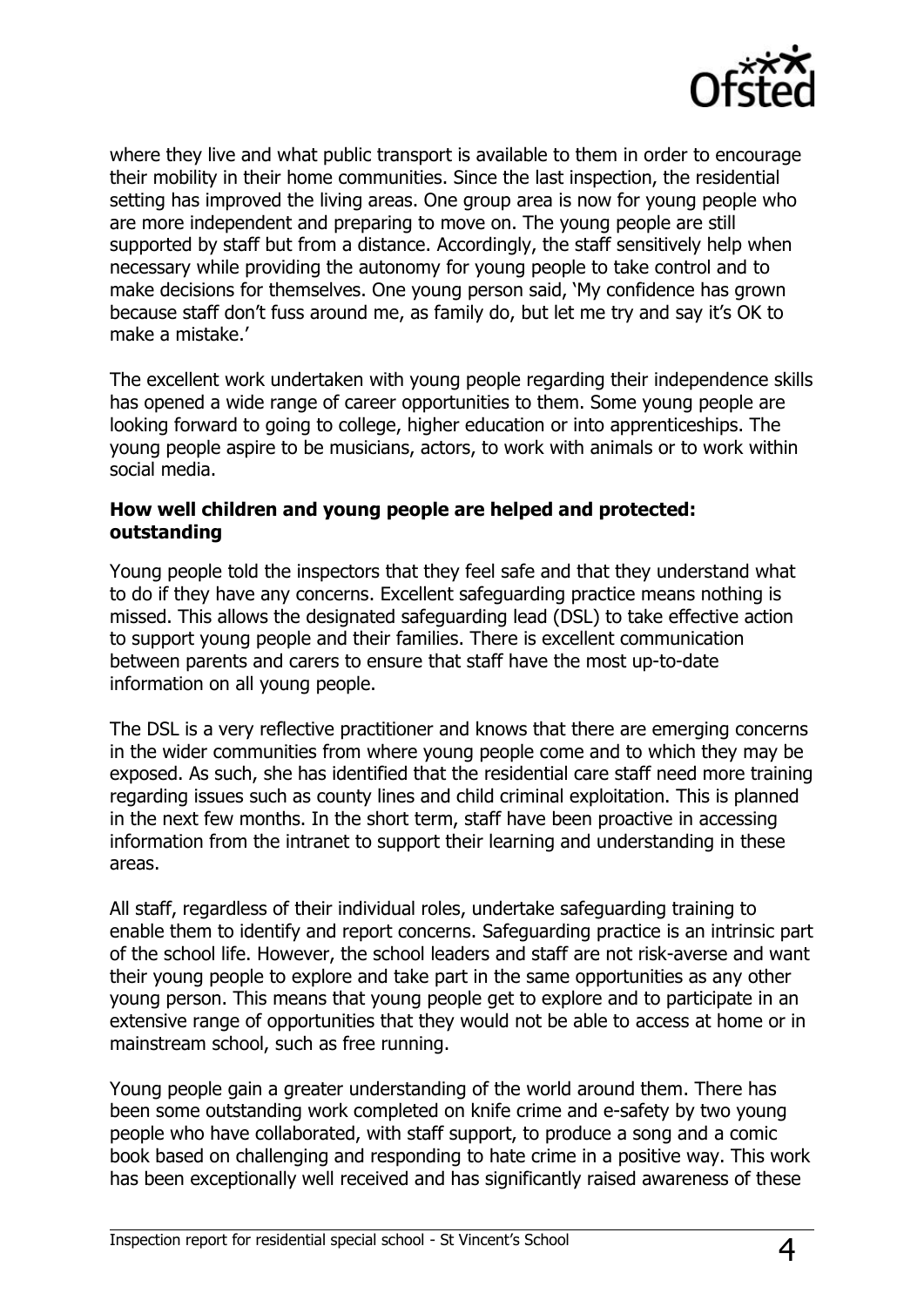where they live and what public transport is available to them in order to encourage their mobility in their home communities. Since the last inspection, the residential setting has improved the living areas. One group area is now for young people who are more independent and preparing to move on. The young people are still supported by staff but from a distance. Accordingly, the staff sensitively help when necessary while providing the autonomy for young people to take control and to make decisions for themselves. One young person said, 'My confidence has grown because staff don't fuss around me, as family do, but let me try and say it's OK to make a mistake.'

The excellent work undertaken with young people regarding their independence skills has opened a wide range of career opportunities to them. Some young people are looking forward to going to college, higher education or into apprenticeships. The young people aspire to be musicians, actors, to work with animals or to work within social media.

**How well children and young people are helped and protected: outstanding**

Young people told the inspectors that they feel safe and that they understand what to do if they have any concerns. Excellent safeguarding practice means nothing is missed. This allows the designated safeguarding lead (DSL) to take effective action to support young people and their families. There is excellent communication between parents and carers to ensure that staff have the most up-to-date information on all young people.

The DSL is a very reflective practitioner and knows that there are emerging concerns in the wider communities from where young people come and to which they may be exposed. As such, she has identified that the residential care staff need more training regarding issues such as county lines and child criminal exploitation. This is planned in the next few months. In the short term, staff have been proactive in accessing information from the intranet to support their learning and understanding in these areas.

All staff, regardless of their individual roles, undertake safeguarding training to enable them to identify and report concerns. Safeguarding practice is an intrinsic part of the school life. However, the school leaders and staff are not risk-averse and want their young people to explore and take part in the same opportunities as any other young person. This means that young people get to explore and to participate in an extensive range of opportunities that they would not be able to access at home or in mainstream school, such as free running.

Young people gain a greater understanding of the world around them. There has been some outstanding work completed on knife crime and e-safety by two young people who have collaborated, with staff support, to produce a song and a comic book based on challenging and responding to hate crime in a positive way. This work has been exceptionally well received and has significantly raised awareness of these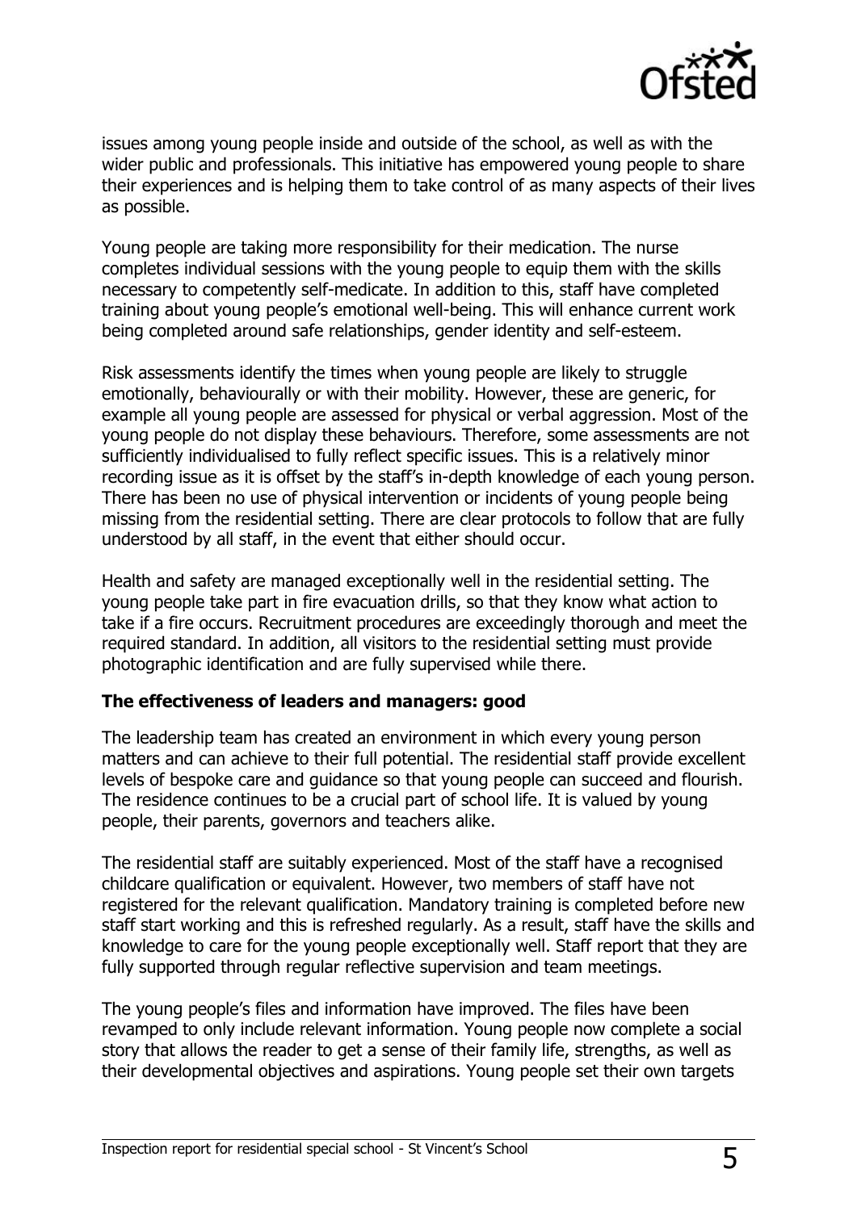issues among young people inside and outside of the school, as well as with the wider public and professionals. This initiative has empowered young people to share their experiences and is helping them to take control of as many aspects of their lives as possible.

Young people are taking more responsibility for their medication. The nurse completes individual sessions with the young people to equip them with the skills necessary to competently self-medicate. In addition to this, staff have completed training about young people's emotional well-being. This will enhance current work being completed around safe relationships, gender identity and self-esteem.

Risk assessments identify the times when young people are likely to struggle emotionally, behaviourally or with their mobility. However, these are generic, for example all young people are assessed for physical or verbal aggression. Most of the young people do not display these behaviours. Therefore, some assessments are not sufficiently individualised to fully reflect specific issues. This is a relatively minor recording issue as it is offset by the staff's in-depth knowledge of each young person. There has been no use of physical intervention or incidents of young people being missing from the residential setting. There are clear protocols to follow that are fully understood by all staff, in the event that either should occur.

Health and safety are managed exceptionally well in the residential setting. The young people take part in fire evacuation drills, so that they know what action to take if a fire occurs. Recruitment procedures are exceedingly thorough and meet the required standard. In addition, all visitors to the residential setting must provide photographic identification and are fully supervised while there.

**The effectiveness of leaders and managers: good**

The leadership team has created an environment in which every young person matters and can achieve to their full potential. The residential staff provide excellent levels of bespoke care and guidance so that young people can succeed and flourish. The residence continues to be a crucial part of school life. It is valued by young people, their parents, governors and teachers alike.

The residential staff are suitably experienced. Most of the staff have a recognised childcare qualification or equivalent. However, two members of staff have not registered for the relevant qualification. Mandatory training is completed before new staff start working and this is refreshed regularly. As a result, staff have the skills and knowledge to care for the young people exceptionally well. Staff report that they are fully supported through regular reflective supervision and team meetings.

The young people's files and information have improved. The files have been revamped to only include relevant information. Young people now complete a social story that allows the reader to get a sense of their family life, strengths, as well as their developmental objectives and aspirations. Young people set their own targets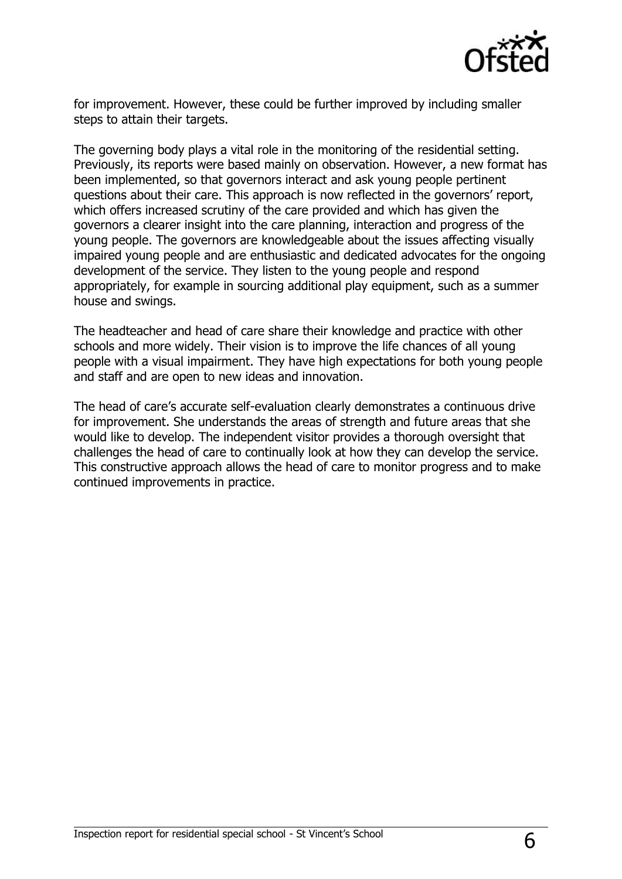for improvement. However, these could be further improved by including smaller steps to attain their targets.

The governing body plays a vital role in the monitoring of the residential setting. Previously, its reports were based mainly on observation. However, a new format has been implemented, so that governors interact and ask young people pertinent questions about their care. This approach is now reflected in the governors' report, which offers increased scrutiny of the care provided and which has given the governors a clearer insight into the care planning, interaction and progress of the young people. The governors are knowledgeable about the issues affecting visually impaired young people and are enthusiastic and dedicated advocates for the ongoing development of the service. They listen to the young people and respond appropriately, for example in sourcing additional play equipment, such as a summer house and swings.

The headteacher and head of care share their knowledge and practice with other schools and more widely. Their vision is to improve the life chances of all young people with a visual impairment. They have high expectations for both young people and staff and are open to new ideas and innovation.

The head of care's accurate self-evaluation clearly demonstrates a continuous drive for improvement. She understands the areas of strength and future areas that she would like to develop. The independent visitor provides a thorough oversight that challenges the head of care to continually look at how they can develop the service. This constructive approach allows the head of care to monitor progress and to make continued improvements in practice.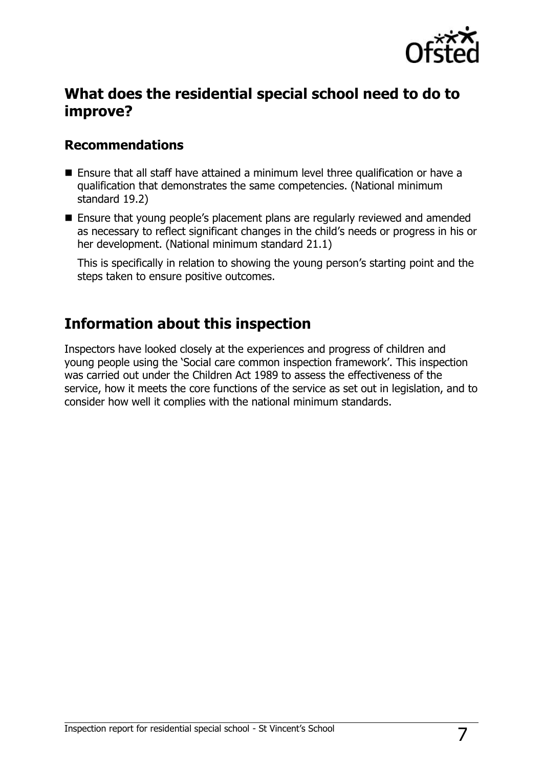## What does the residential special school need to do to improve?

### Recommendations

- Ensure that all staff have attained a minimum level three qualification or have a qualification that demonstrates the same competencies. (National minimum standard 19.2)
- Ensure that young people's placement plans are regularly reviewed and amended as necessary to reflect significant changes in the child's needs or progress in his or her development. (National minimum standard 21.1)

  This is specifically in relation to showing the young person's starting point and the steps taken to ensure positive outcomes.

## Information about this inspection

Inspectors have looked closely at the experiences and progress of children and young people using the 'Social care common inspection framework'. This inspection was carried out under the Children Act 1989 to assess the effectiveness of the service, how it meets the core functions of the service as set out in legislation, and to consider how well it complies with the national minimum standards.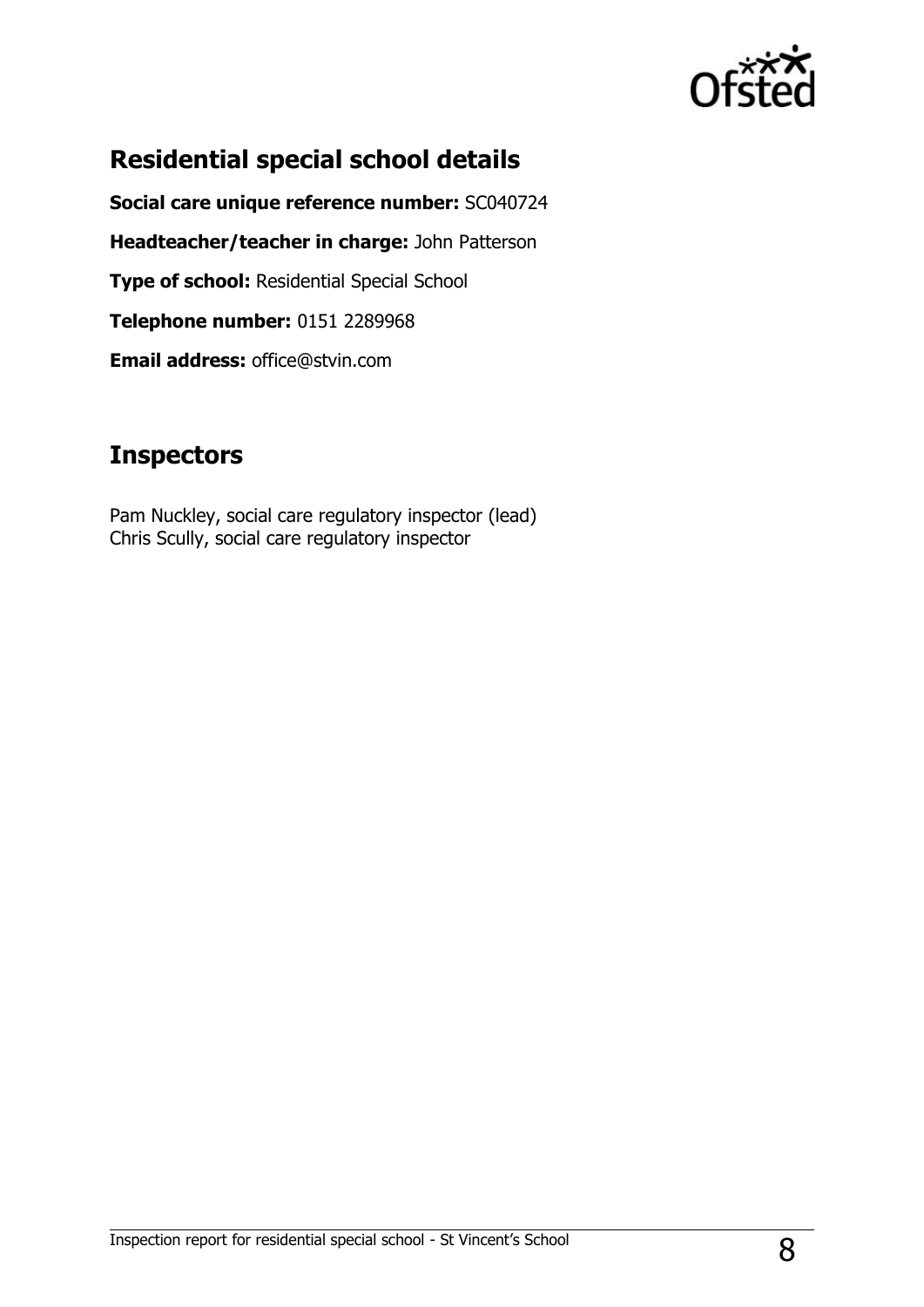## Residential special school details

**Social care unique reference number:** SC040724

**Headteacher/teacher in charge:** John Patterson

**Type of school:** Residential Special School

**Telephone number:** 0151 2289968

**Email address:** office@stvin.com

## Inspectors

Pam Nuckley, social care regulatory inspector (lead)
Chris Scully, social care regulatory inspector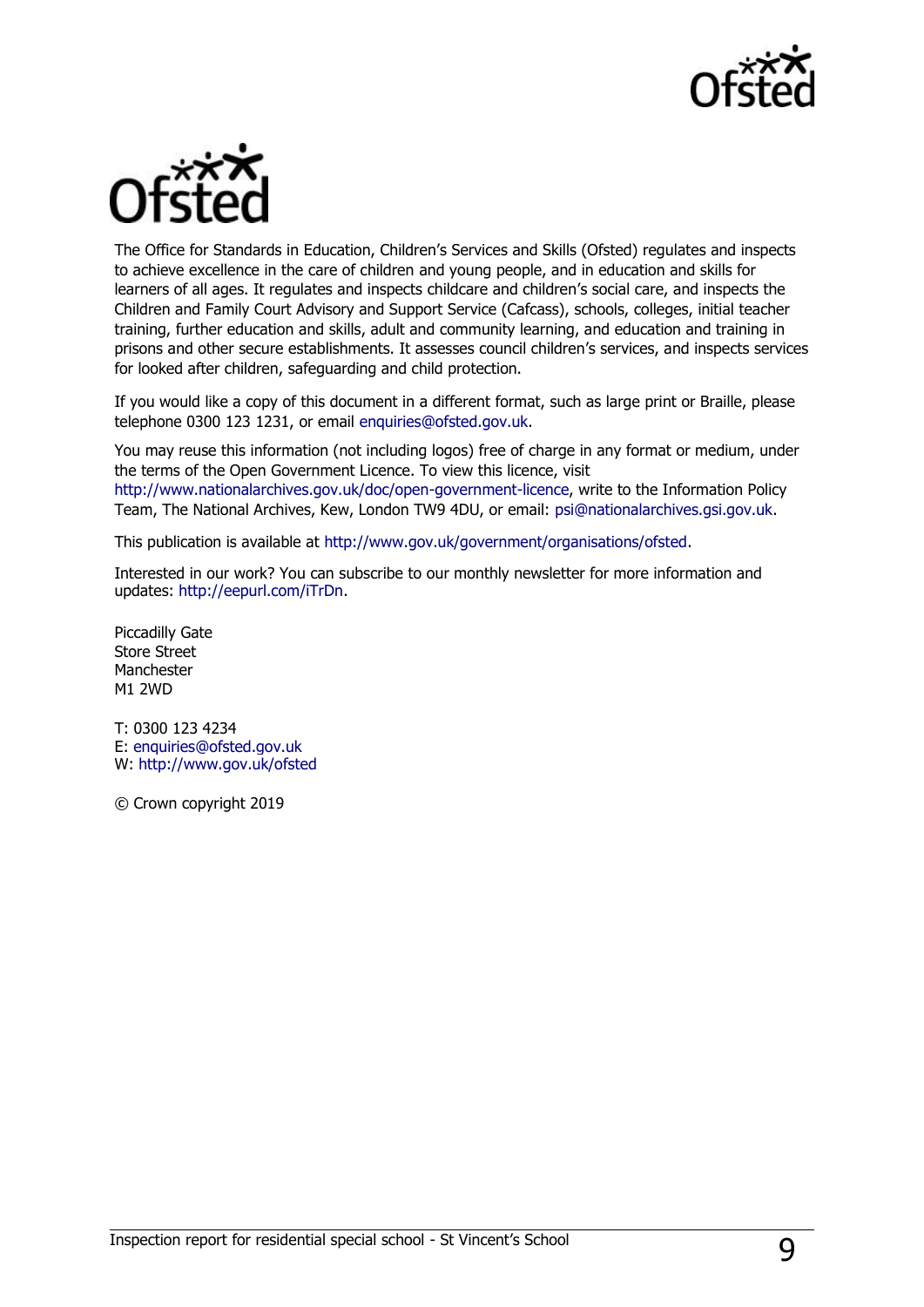The Office for Standards in Education, Children's Services and Skills (Ofsted) regulates and inspects to achieve excellence in the care of children and young people, and in education and skills for learners of all ages. It regulates and inspects childcare and children's social care, and inspects the Children and Family Court Advisory and Support Service (Cafcass), schools, colleges, initial teacher training, further education and skills, adult and community learning, and education and training in prisons and other secure establishments. It assesses council children's services, and inspects services for looked after children, safeguarding and child protection.

If you would like a copy of this document in a different format, such as large print or Braille, please telephone 0300 123 1231, or email enquiries@ofsted.gov.uk.

You may reuse this information (not including logos) free of charge in any format or medium, under the terms of the Open Government Licence. To view this licence, visit http://www.nationalarchives.gov.uk/doc/open-government-licence, write to the Information Policy Team, The National Archives, Kew, London TW9 4DU, or email: psi@nationalarchives.gsi.gov.uk.

This publication is available at http://www.gov.uk/government/organisations/ofsted.

Interested in our work? You can subscribe to our monthly newsletter for more information and updates: http://eepurl.com/iTrDn.

Piccadilly Gate
Store Street
Manchester
M1 2WD

T: 0300 123 4234
E: enquiries@ofsted.gov.uk
W: http://www.gov.uk/ofsted

© Crown copyright 2019